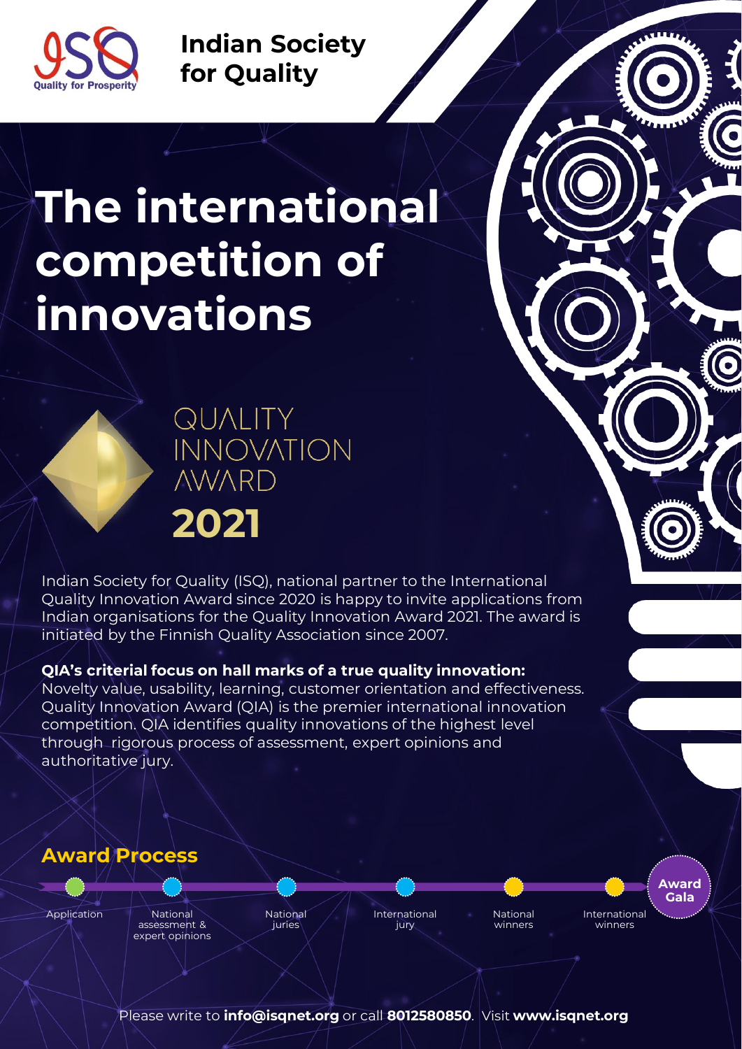**Indian Society for Quality**

Quality for Prosperity

# The international competition of innovations

## QUALITY INNOVATION AWARD 2021

Indian Society for Quality (ISQ), national partner to the International Quality Innovation Award since 2020 is happy to invite applications from Indian organisations for the Quality Innovation Award 2021. The award is initiated by the Finnish Quality Association since 2007.

**QIA's criterial focus on hall marks of a true quality innovation:**
Novelty value, usability, learning, customer orientation and effectiveness. Quality Innovation Award (QIA) is the premier international innovation competition. QIA identifies quality innovations of the highest level through rigorous process of assessment, expert opinions and authoritative jury.

## Award Process

1. Application
2. National assessment & expert opinions
3. National juries
4. International jury
5. National winners
6. International winners
7. Award Gala

Please write to **info@isqnet.org** or call **8012580850**. Visit **www.isqnet.org**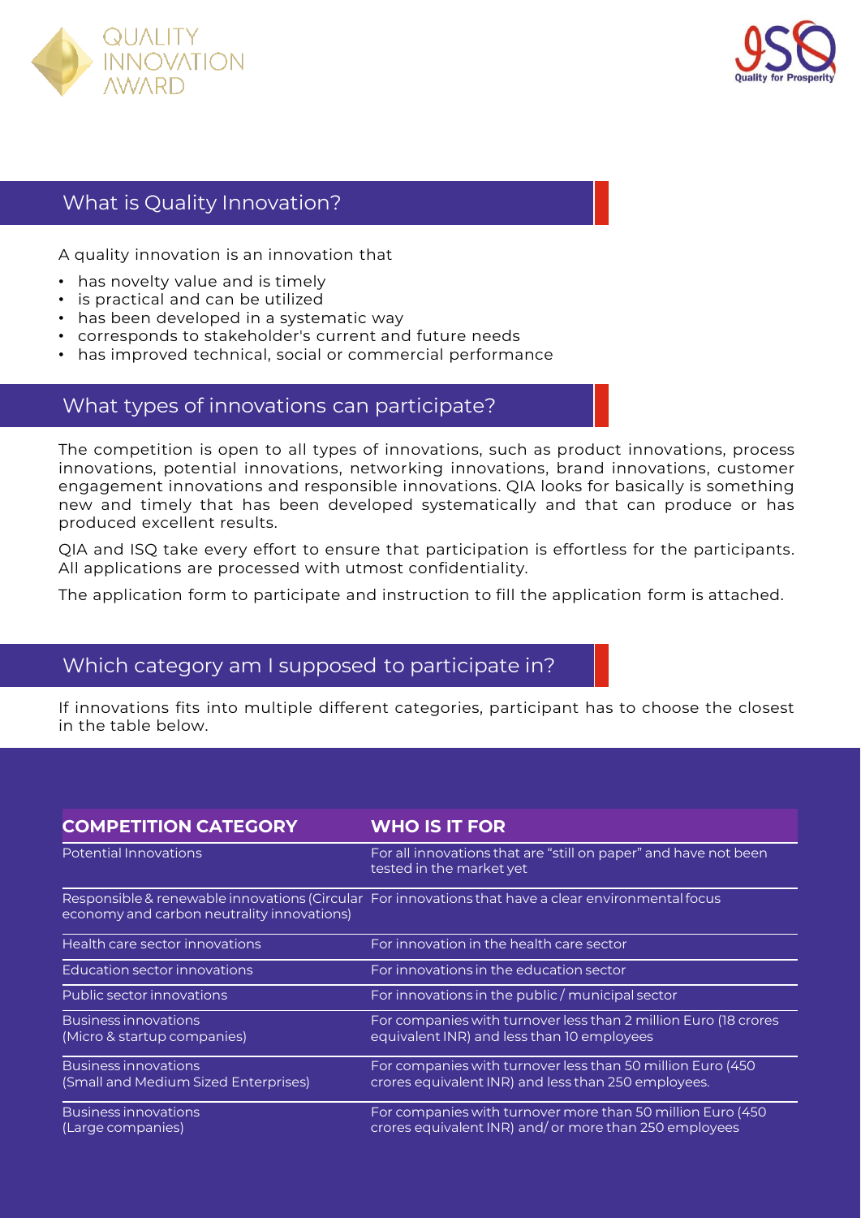QUALITY INNOVATION AWARD

Quality for Prosperity

## What is Quality Innovation?

A quality innovation is an innovation that

- has novelty value and is timely
- is practical and can be utilized
- has been developed in a systematic way
- corresponds to stakeholder's current and future needs
- has improved technical, social or commercial performance

## What types of innovations can participate?

The competition is open to all types of innovations, such as product innovations, process innovations, potential innovations, networking innovations, brand innovations, customer engagement innovations and responsible innovations. QIA looks for basically is something new and timely that has been developed systematically and that can produce or has produced excellent results.

QIA and ISQ take every effort to ensure that participation is effortless for the participants. All applications are processed with utmost confidentiality.

The application form to participate and instruction to fill the application form is attached.

## Which category am I supposed to participate in?

If innovations fits into multiple different categories, participant has to choose the closest in the table below.

| COMPETITION CATEGORY | WHO IS IT FOR |
|---|---|
| Potential Innovations | For all innovations that are "still on paper" and have not been tested in the market yet |
| Responsible & renewable innovations (Circular economy and carbon neutrality innovations) | For innovations that have a clear environmental focus |
| Health care sector innovations | For innovation in the health care sector |
| Education sector innovations | For innovations in the education sector |
| Public sector innovations | For innovations in the public / municipal sector |
| Business innovations (Micro & startup companies) | For companies with turnover less than 2 million Euro (18 crores equivalent INR) and less than 10 employees |
| Business innovations (Small and Medium Sized Enterprises) | For companies with turnover less than 50 million Euro (450 crores equivalent INR) and less than 250 employees. |
| Business innovations (Large companies) | For companies with turnover more than 50 million Euro (450 crores equivalent INR) and/ or more than 250 employees |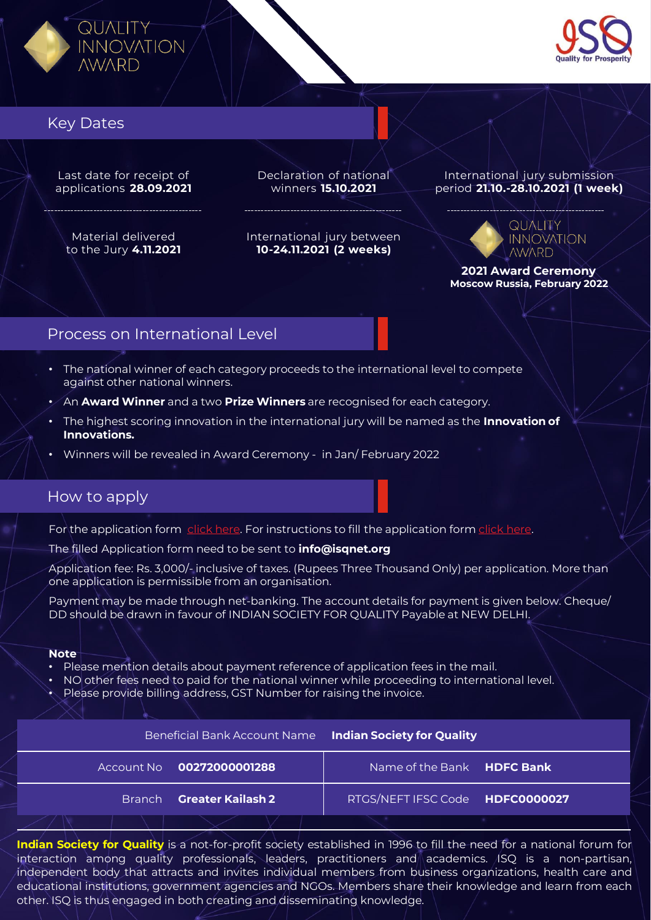## Key Dates

Last date for receipt of applications **28.09.2021**

Declaration of national winners **15.10.2021**

International jury submission period **21.10.-28.10.2021 (1 week)**

Material delivered to the Jury **4.11.2021**

International jury between **10-24.11.2021 (2 weeks)**

QUALITY INNOVATION AWARD

**2021 Award Ceremony**
**Moscow Russia, February 2022**

## Process on International Level

- The national winner of each category proceeds to the international level to compete against other national winners.
- An **Award Winner** and a two **Prize Winners** are recognised for each category.
- The highest scoring innovation in the international jury will be named as the **Innovation of Innovations.**
- Winners will be revealed in Award Ceremony - in Jan/ February 2022

## How to apply

For the application form click here. For instructions to fill the application form click here.

The filled Application form need to be sent to **info@isqnet.org**

Application fee: Rs. 3,000/- inclusive of taxes. (Rupees Three Thousand Only) per application. More than one application is permissible from an organisation.

Payment may be made through net-banking. The account details for payment is given below. Cheque/ DD should be drawn in favour of INDIAN SOCIETY FOR QUALITY Payable at NEW DELHI.

**Note**

- Please mention details about payment reference of application fees in the mail.
- NO other fees need to paid for the national winner while proceeding to international level.
- Please provide billing address, GST Number for raising the invoice.

| Beneficial Bank Account Name | **Indian Society for Quality** | | |
|---|---|---|---|
| Account No | **00272000001288** | Name of the Bank | **HDFC Bank** |
| Branch | **Greater Kailash 2** | RTGS/NEFT IFSC Code | **HDFC0000027** |

**Indian Society for Quality** is a not-for-profit society established in 1996 to fill the need for a national forum for interaction among quality professionals, leaders, practitioners and academics. ISQ is a non-partisan, independent body that attracts and invites individual members from business organizations, health care and educational institutions, government agencies and NGOs. Members share their knowledge and learn from each other. ISQ is thus engaged in both creating and disseminating knowledge.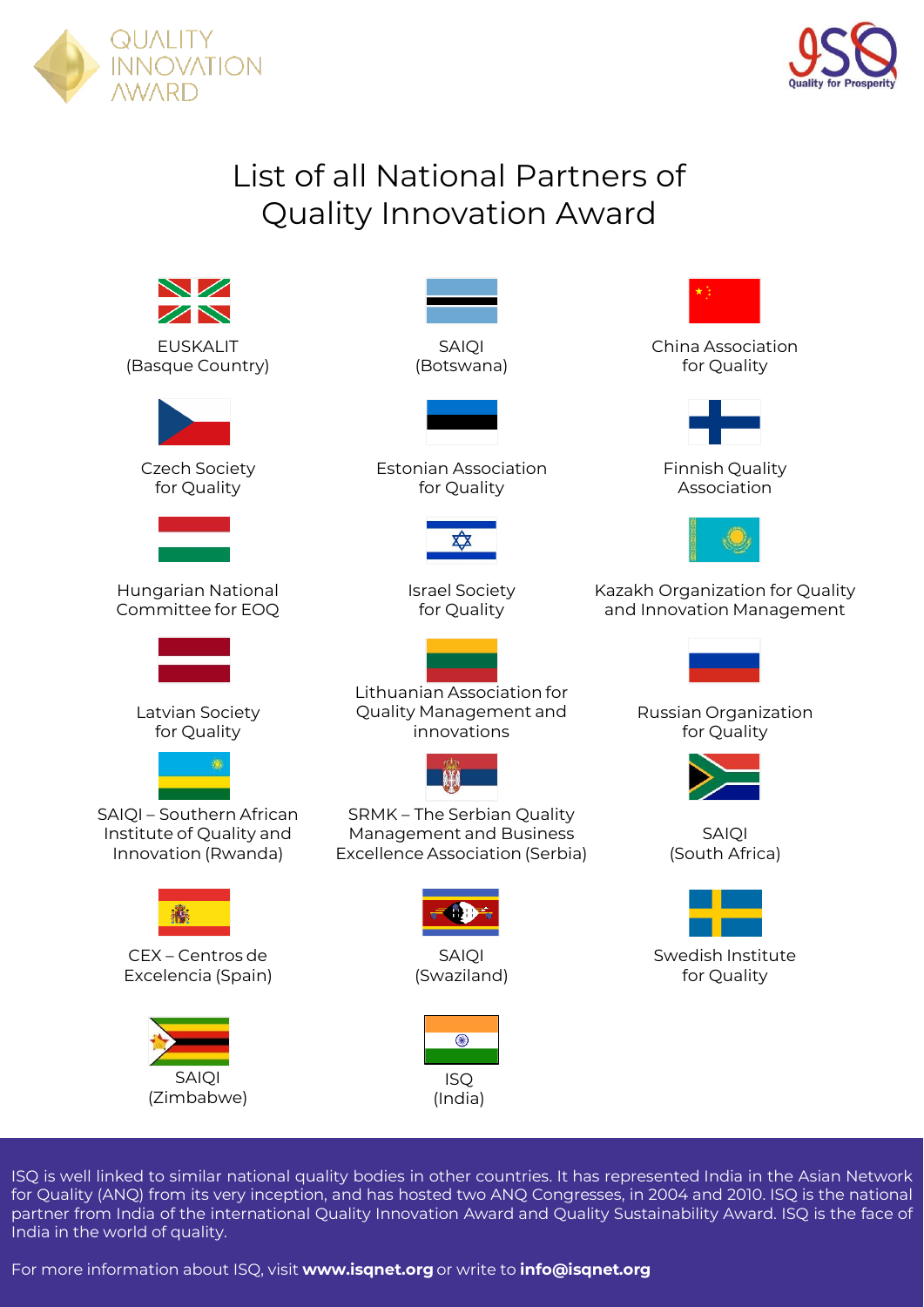QUALITY INNOVATION AWARD

Quality for Prosperity

# List of all National Partners of Quality Innovation Award

EUSKALIT (Basque Country)

SAIQI (Botswana)

China Association for Quality

Czech Society for Quality

Estonian Association for Quality

Finnish Quality Association

Hungarian National Committee for EOQ

Israel Society for Quality

Kazakh Organization for Quality and Innovation Management

Latvian Society for Quality

Lithuanian Association for Quality Management and innovations

Russian Organization for Quality

SAIQI – Southern African Institute of Quality and Innovation (Rwanda)

SRMK – The Serbian Quality Management and Business Excellence Association (Serbia)

SAIQI (South Africa)

CEX – Centros de Excelencia (Spain)

SAIQI (Swaziland)

Swedish Institute for Quality

SAIQI (Zimbabwe)

ISQ (India)

ISQ is well linked to similar national quality bodies in other countries. It has represented India in the Asian Network for Quality (ANQ) from its very inception, and has hosted two ANQ Congresses, in 2004 and 2010. ISQ is the national partner from India of the international Quality Innovation Award and Quality Sustainability Award. ISQ is the face of India in the world of quality.

For more information about ISQ, visit **www.isqnet.org** or write to **info@isqnet.org**